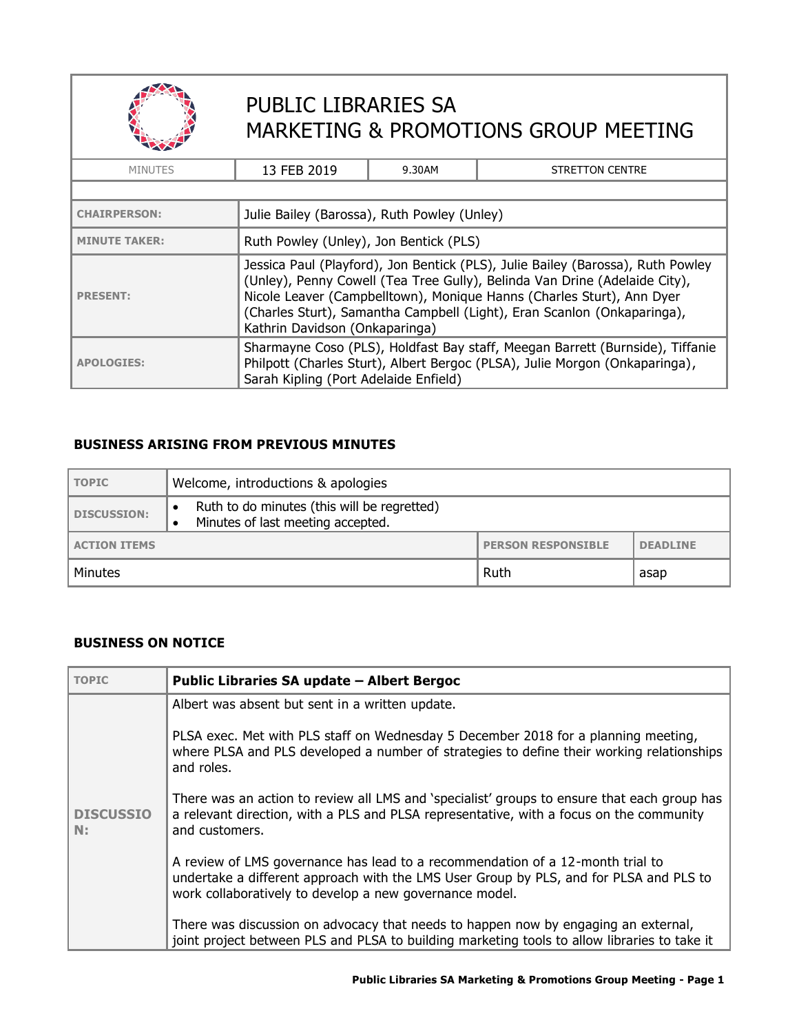# PUBLIC LIBRARIES SA
# MARKETING & PROMOTIONS GROUP MEETING

| MINUTES | 13 FEB 2019 | 9.30AM | STRETTON CENTRE |
|---|---|---|---|

| | |
|---|---|
| **CHAIRPERSON:** | Julie Bailey (Barossa), Ruth Powley (Unley) |
| **MINUTE TAKER:** | Ruth Powley (Unley), Jon Bentick (PLS) |
| **PRESENT:** | Jessica Paul (Playford), Jon Bentick (PLS), Julie Bailey (Barossa), Ruth Powley (Unley), Penny Cowell (Tea Tree Gully), Belinda Van Drine (Adelaide City), Nicole Leaver (Campbelltown), Monique Hanns (Charles Sturt), Ann Dyer (Charles Sturt), Samantha Campbell (Light), Eran Scanlon (Onkaparinga), Kathrin Davidson (Onkaparinga) |
| **APOLOGIES:** | Sharmayne Coso (PLS), Holdfast Bay staff, Meegan Barrett (Burnside), Tiffanie Philpott (Charles Sturt), Albert Bergoc (PLSA), Julie Morgon (Onkaparinga), Sarah Kipling (Port Adelaide Enfield) |

## BUSINESS ARISING FROM PREVIOUS MINUTES

| TOPIC | Welcome, introductions & apologies | | |
|---|---|---|---|
| **DISCUSSION:** | • Ruth to do minutes (this will be regretted)<br>• Minutes of last meeting accepted. | | |
| **ACTION ITEMS** | | **PERSON RESPONSIBLE** | **DEADLINE** |
| Minutes | | Ruth | asap |

## BUSINESS ON NOTICE

| TOPIC | **Public Libraries SA update – Albert Bergoc** |
|---|---|
| **DISCUSSION:** | Albert was absent but sent in a written update.<br><br>PLSA exec. Met with PLS staff on Wednesday 5 December 2018 for a planning meeting, where PLSA and PLS developed a number of strategies to define their working relationships and roles.<br><br>There was an action to review all LMS and 'specialist' groups to ensure that each group has a relevant direction, with a PLS and PLSA representative, with a focus on the community and customers.<br><br>A review of LMS governance has lead to a recommendation of a 12-month trial to undertake a different approach with the LMS User Group by PLS, and for PLSA and PLS to work collaboratively to develop a new governance model.<br><br>There was discussion on advocacy that needs to happen now by engaging an external, joint project between PLS and PLSA to building marketing tools to allow libraries to take it |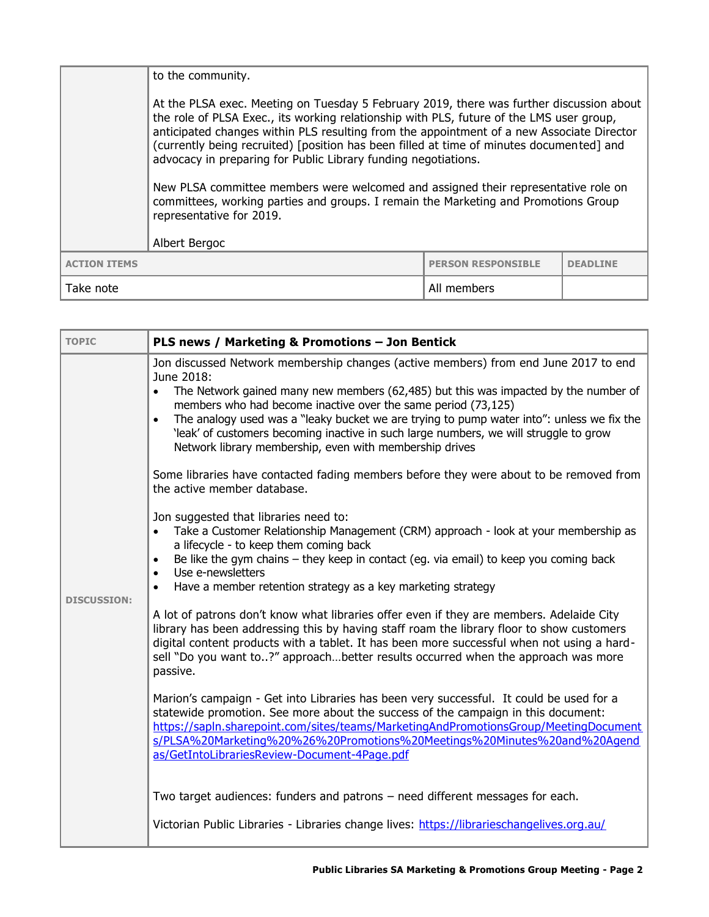| | |
|---|---|
| | to the community.<br><br>At the PLSA exec. Meeting on Tuesday 5 February 2019, there was further discussion about the role of PLSA Exec., its working relationship with PLS, future of the LMS user group, anticipated changes within PLS resulting from the appointment of a new Associate Director (currently being recruited) [position has been filled at time of minutes documented] and advocacy in preparing for Public Library funding negotiations.<br><br>New PLSA committee members were welcomed and assigned their representative role on committees, working parties and groups. I remain the Marketing and Promotions Group representative for 2019.<br><br>Albert Bergoc |

| ACTION ITEMS | PERSON RESPONSIBLE | DEADLINE |
|---|---|---|
| Take note | All members | |

| TOPIC | **PLS news / Marketing & Promotions – Jon Bentick** |
|---|---|
| DISCUSSION: | Jon discussed Network membership changes (active members) from end June 2017 to end June 2018:<br>• The Network gained many new members (62,485) but this was impacted by the number of members who had become inactive over the same period (73,125)<br>• The analogy used was a "leaky bucket we are trying to pump water into": unless we fix the 'leak' of customers becoming inactive in such large numbers, we will struggle to grow Network library membership, even with membership drives<br><br>Some libraries have contacted fading members before they were about to be removed from the active member database.<br><br>Jon suggested that libraries need to:<br>• Take a Customer Relationship Management (CRM) approach - look at your membership as a lifecycle - to keep them coming back<br>• Be like the gym chains – they keep in contact (eg. via email) to keep you coming back<br>• Use e-newsletters<br>• Have a member retention strategy as a key marketing strategy<br><br>A lot of patrons don't know what libraries offer even if they are members. Adelaide City library has been addressing this by having staff roam the library floor to show customers digital content products with a tablet. It has been more successful when not using a hard-sell "Do you want to..?" approach…better results occurred when the approach was more passive.<br><br>Marion's campaign - Get into Libraries has been very successful. It could be used for a statewide promotion. See more about the success of the campaign in this document: https://sapln.sharepoint.com/sites/teams/MarketingAndPromotionsGroup/MeetingDocuments/PLSA%20Marketing%20%26%20Promotions%20Meetings%20Minutes%20and%20Agendas/GetIntoLibrariesReview-Document-4Page.pdf<br><br>Two target audiences: funders and patrons – need different messages for each.<br><br>Victorian Public Libraries - Libraries change lives: https://librarieschangelives.org.au/ |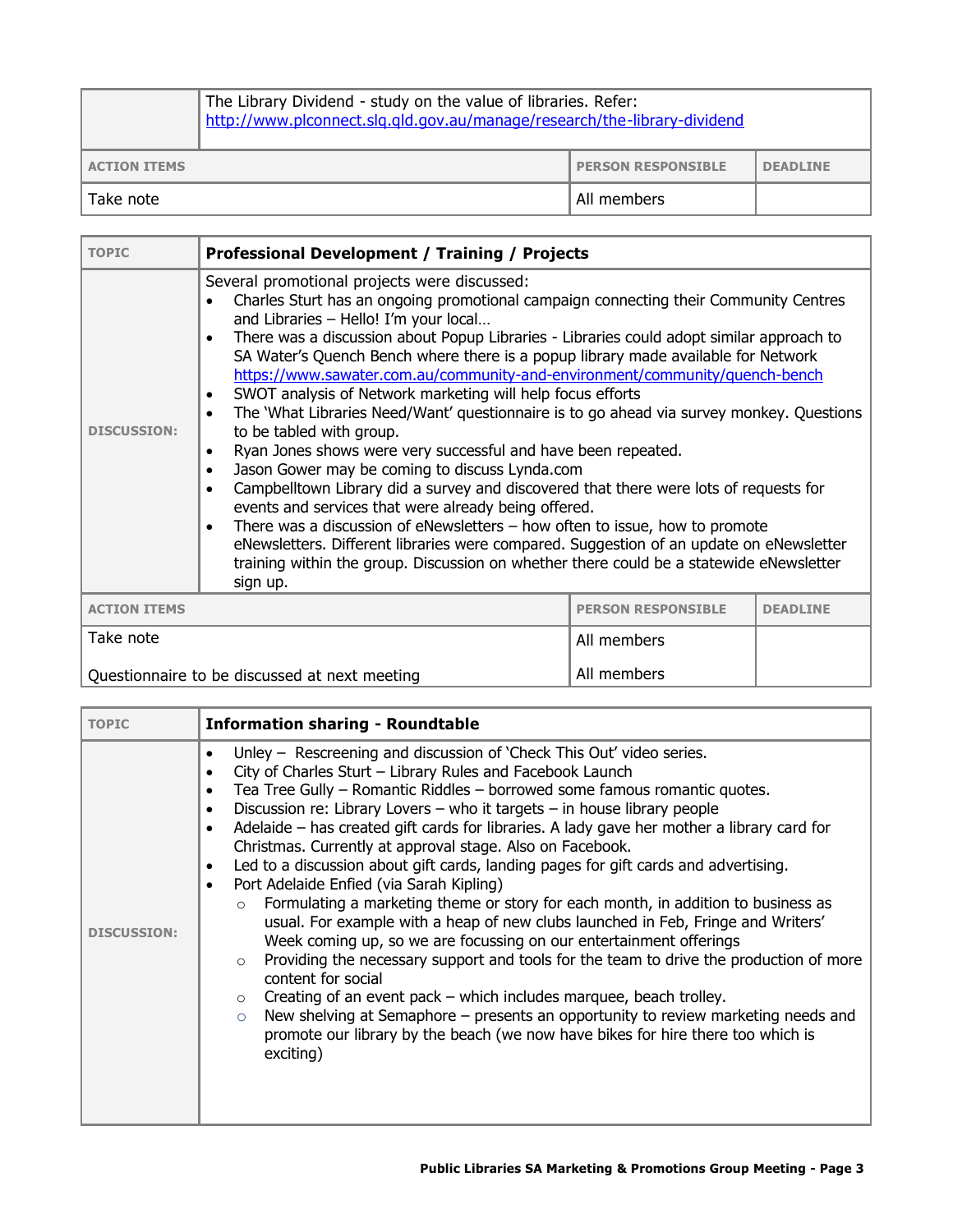| | |
|---|---|
| | The Library Dividend - study on the value of libraries. Refer: http://www.plconnect.slq.qld.gov.au/manage/research/the-library-dividend |

| ACTION ITEMS | PERSON RESPONSIBLE | DEADLINE |
|---|---|---|
| Take note | All members | |

| TOPIC | Professional Development / Training / Projects |
|---|---|
| DISCUSSION: | Several promotional projects were discussed:<br>• Charles Sturt has an ongoing promotional campaign connecting their Community Centres and Libraries – Hello! I'm your local…<br>• There was a discussion about Popup Libraries - Libraries could adopt similar approach to SA Water's Quench Bench where there is a popup library made available for Network https://www.sawater.com.au/community-and-environment/community/quench-bench<br>• SWOT analysis of Network marketing will help focus efforts<br>• The 'What Libraries Need/Want' questionnaire is to go ahead via survey monkey. Questions to be tabled with group.<br>• Ryan Jones shows were very successful and have been repeated.<br>• Jason Gower may be coming to discuss Lynda.com<br>• Campbelltown Library did a survey and discovered that there were lots of requests for events and services that were already being offered.<br>• There was a discussion of eNewsletters – how often to issue, how to promote eNewsletters. Different libraries were compared. Suggestion of an update on eNewsletter training within the group. Discussion on whether there could be a statewide eNewsletter sign up. |

| ACTION ITEMS | PERSON RESPONSIBLE | DEADLINE |
|---|---|---|
| Take note | All members | |
| Questionnaire to be discussed at next meeting | All members | |

| TOPIC | Information sharing - Roundtable |
|---|---|
| DISCUSSION: | • Unley – Rescreening and discussion of 'Check This Out' video series.<br>• City of Charles Sturt – Library Rules and Facebook Launch<br>• Tea Tree Gully – Romantic Riddles – borrowed some famous romantic quotes.<br>• Discussion re: Library Lovers – who it targets – in house library people<br>• Adelaide – has created gift cards for libraries. A lady gave her mother a library card for Christmas. Currently at approval stage. Also on Facebook.<br>• Led to a discussion about gift cards, landing pages for gift cards and advertising.<br>• Port Adelaide Enfied (via Sarah Kipling)<br>&nbsp;&nbsp;&nbsp;&nbsp;○ Formulating a marketing theme or story for each month, in addition to business as usual. For example with a heap of new clubs launched in Feb, Fringe and Writers' Week coming up, so we are focussing on our entertainment offerings<br>&nbsp;&nbsp;&nbsp;&nbsp;○ Providing the necessary support and tools for the team to drive the production of more content for social<br>&nbsp;&nbsp;&nbsp;&nbsp;○ Creating of an event pack – which includes marquee, beach trolley.<br>&nbsp;&nbsp;&nbsp;&nbsp;○ New shelving at Semaphore – presents an opportunity to review marketing needs and promote our library by the beach (we now have bikes for hire there too which is exciting) |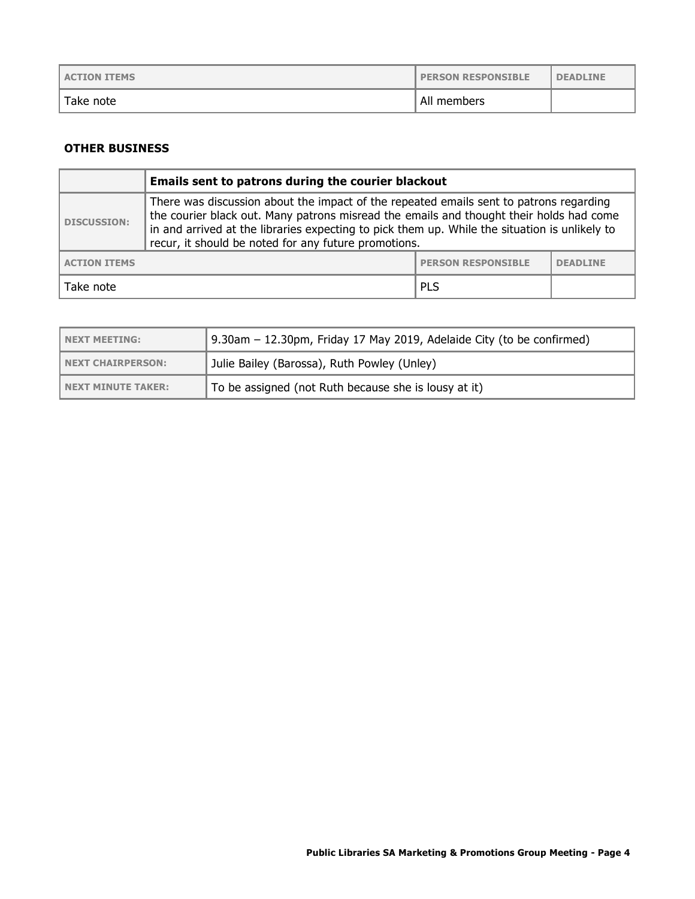| ACTION ITEMS | PERSON RESPONSIBLE | DEADLINE |
| --- | --- | --- |
| Take note | All members | |

**OTHER BUSINESS**

| | Emails sent to patrons during the courier blackout | | |
| --- | --- | --- | --- |
| DISCUSSION: | There was discussion about the impact of the repeated emails sent to patrons regarding the courier black out. Many patrons misread the emails and thought their holds had come in and arrived at the libraries expecting to pick them up. While the situation is unlikely to recur, it should be noted for any future promotions. | | |
| ACTION ITEMS | | PERSON RESPONSIBLE | DEADLINE |
| Take note | | PLS | |

| | |
| --- | --- |
| NEXT MEETING: | 9.30am – 12.30pm, Friday 17 May 2019, Adelaide City (to be confirmed) |
| NEXT CHAIRPERSON: | Julie Bailey (Barossa), Ruth Powley (Unley) |
| NEXT MINUTE TAKER: | To be assigned (not Ruth because she is lousy at it) |